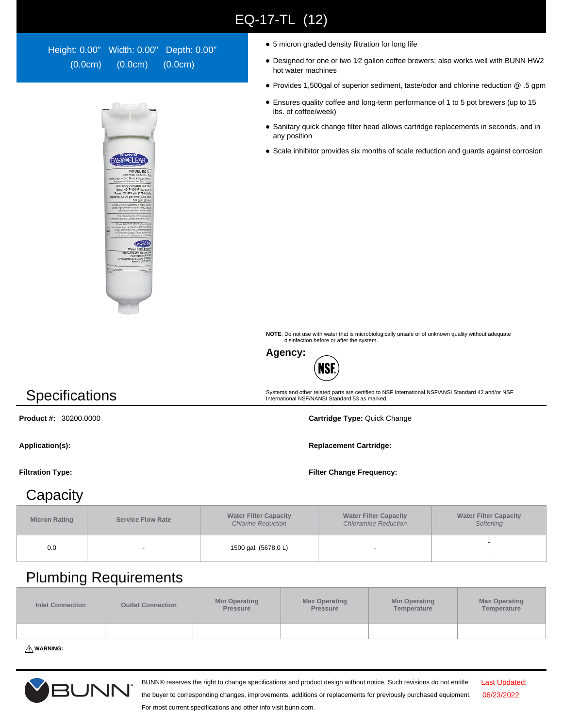# EQ-17-TL (12)

Height: 0.00" Width: 0.00" Depth: 0.00"
(0.0cm) (0.0cm) (0.0cm)

- 5 micron graded density filtration for long life
- Designed for one or two 1⁄2 gallon coffee brewers; also works well with BUNN HW2 hot water machines
- Provides 1,500gal of superior sediment, taste/odor and chlorine reduction @ .5 gpm
- Ensures quality coffee and long-term performance of 1 to 5 pot brewers (up to 15 lbs. of coffee/week)
- Sanitary quick change filter head allows cartridge replacements in seconds, and in any position
- Scale inhibitor provides six months of scale reduction and guards against corrosion

**NOTE**: Do not use with water that is microbiologically unsafe or of unknown quality without adequate disinfection before or after the system.

**Agency:**

NSF

Systems and other related parts are certified to NSF International NSF/ANSI Standard 42 and/or NSF International NSF/NANSI Standard 53 as marked.

## Specifications

**Product #:** 30200.0000

**Cartridge Type:** Quick Change

**Application(s):**

**Replacement Cartridge:**

**Filtration Type:**

**Filter Change Frequency:**

## Capacity

| Micron Rating | Service Flow Rate | Water Filter Capacity *Chlorine Reduction* | Water Filter Capacity *Chloramine Reduction* | Water Filter Capacity *Softening* |
|---|---|---|---|---|
| 0.0 | - | 1500 gal. (5678.0 L) | - | - - |

## Plumbing Requirements

| Inlet Connection | Outlet Connection | Min Operating Pressure | Max Operating Pressure | Min Operating Temperature | Max Operating Temperature |
|---|---|---|---|---|---|
| | | | | | |

⚠ **WARNING:**

BUNN® reserves the right to change specifications and product design without notice. Such revisions do not entitle the buyer to corresponding changes, improvements, additions or replacements for previously purchased equipment. For most current specifications and other info visit bunn.com.

Last Updated: 06/23/2022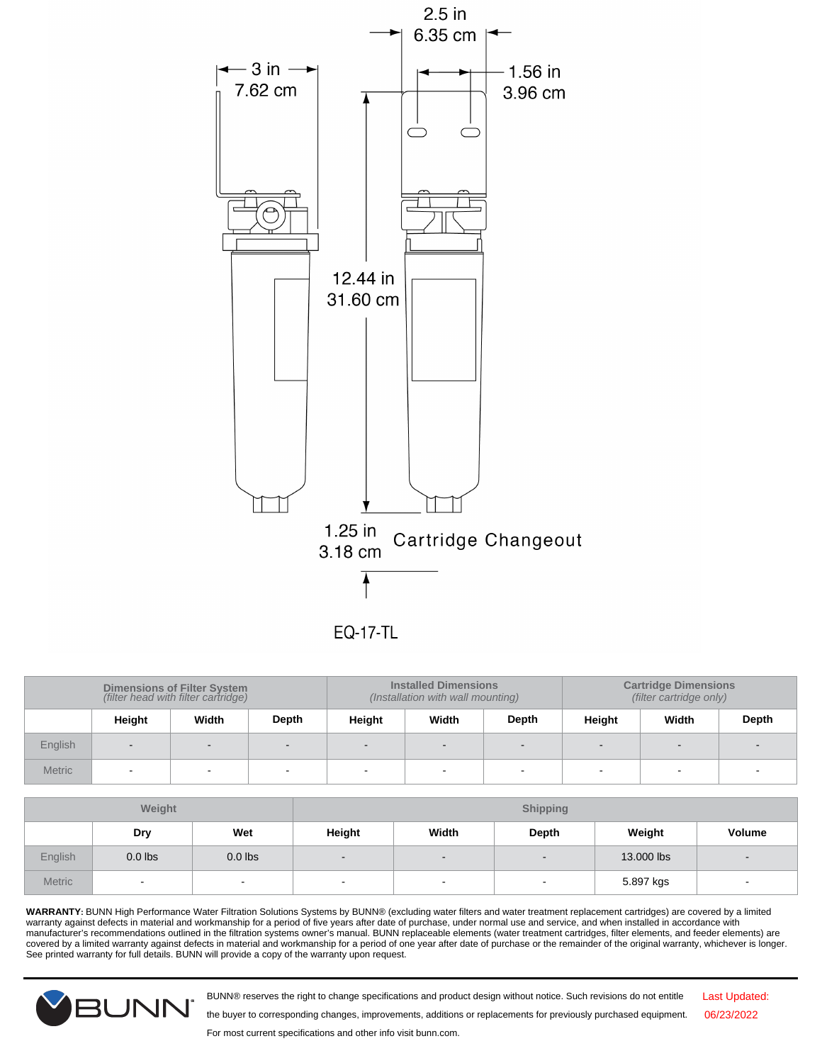2.5 in
6.35 cm

3 in
7.62 cm

1.56 in
3.96 cm

12.44 in
31.60 cm

1.25 in
3.18 cm

Cartridge Changeout

EQ-17-TL

| | Dimensions of Filter System (filter head with filter cartridge) | | | Installed Dimensions (Installation with wall mounting) | | | Cartridge Dimensions (filter cartridge only) | | |
|---|---|---|---|---|---|---|---|---|---|
| | Height | Width | Depth | Height | Width | Depth | Height | Width | Depth |
| English | - | - | - | - | - | - | - | - | - |
| Metric | - | - | - | - | - | - | - | - | - |

| | Weight | | Shipping | | | | |
|---|---|---|---|---|---|---|---|
| | Dry | Wet | Height | Width | Depth | Weight | Volume |
| English | 0.0 lbs | 0.0 lbs | - | - | - | 13.000 lbs | - |
| Metric | - | - | - | - | - | 5.897 kgs | - |

**WARRANTY:** BUNN High Performance Water Filtration Solutions Systems by BUNN® (excluding water filters and water treatment replacement cartridges) are covered by a limited warranty against defects in material and workmanship for a period of five years after date of purchase, under normal use and service, and when installed in accordance with manufacturer's recommendations outlined in the filtration systems owner's manual. BUNN replaceable elements (water treatment cartridges, filter elements, and feeder elements) are covered by a limited warranty against defects in material and workmanship for a period of one year after date of purchase or the remainder of the original warranty, whichever is longer. See printed warranty for full details. BUNN will provide a copy of the warranty upon request.

BUNN® reserves the right to change specifications and product design without notice. Such revisions do not entitle the buyer to corresponding changes, improvements, additions or replacements for previously purchased equipment. For most current specifications and other info visit bunn.com.

Last Updated: 06/23/2022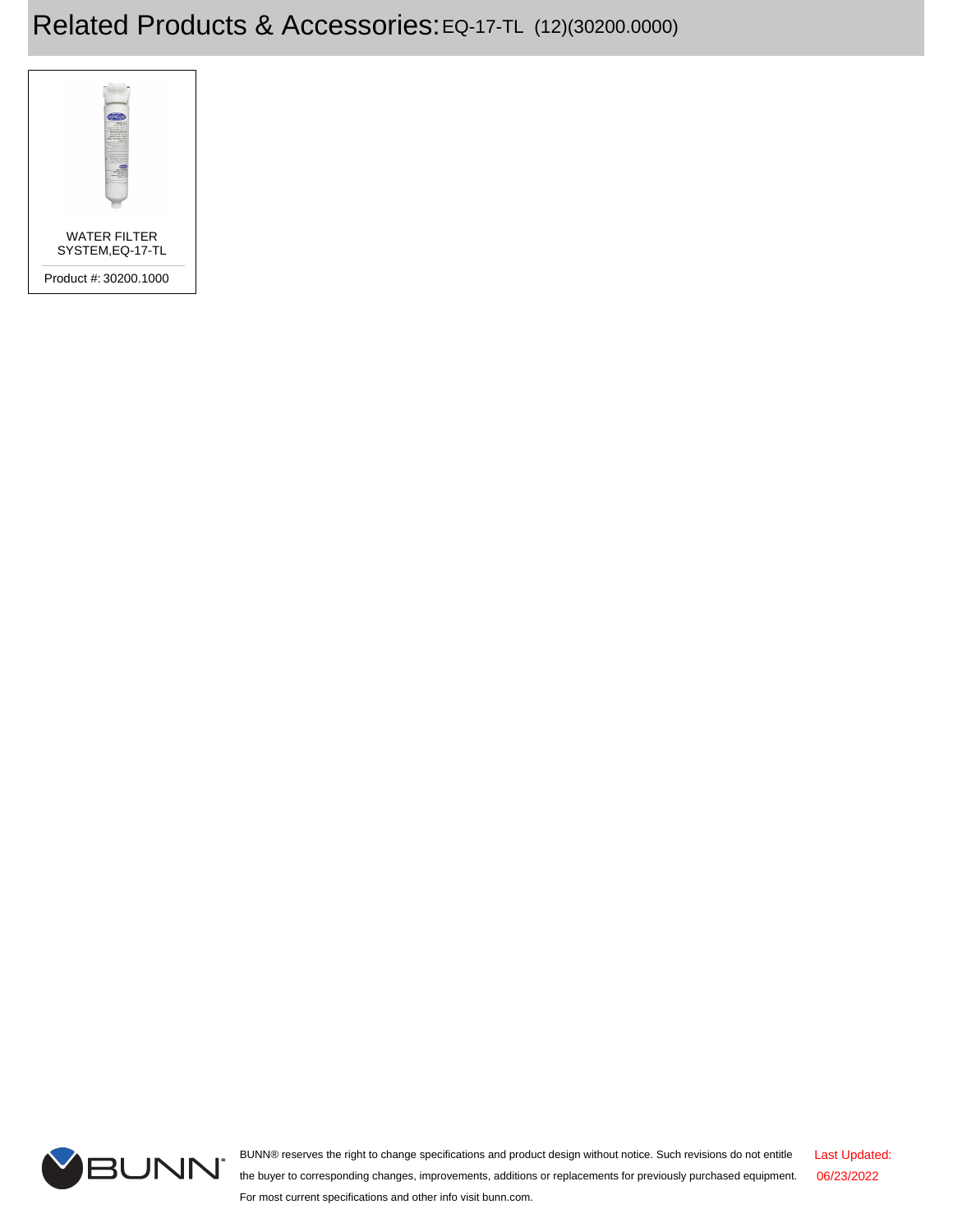# Related Products & Accessories: EQ-17-TL (12)(30200.0000)

WATER FILTER SYSTEM,EQ-17-TL

Product #: 30200.1000

BUNN® reserves the right to change specifications and product design without notice. Such revisions do not entitle the buyer to corresponding changes, improvements, additions or replacements for previously purchased equipment. For most current specifications and other info visit bunn.com.

Last Updated: 06/23/2022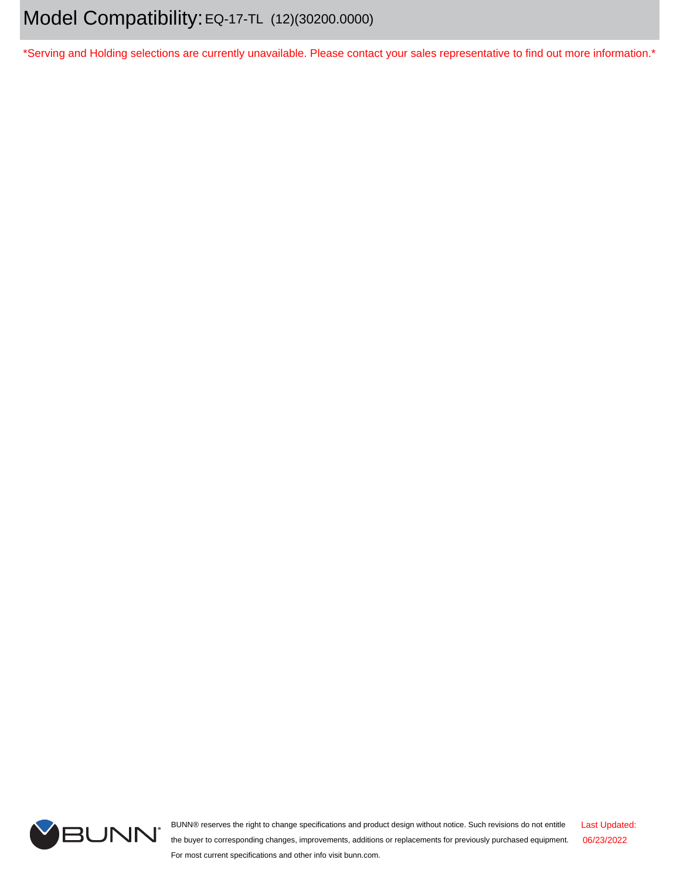# Model Compatibility: EQ-17-TL (12)(30200.0000)

*Serving and Holding selections are currently unavailable. Please contact your sales representative to find out more information.*

BUNN® reserves the right to change specifications and product design without notice. Such revisions do not entitle the buyer to corresponding changes, improvements, additions or replacements for previously purchased equipment. For most current specifications and other info visit bunn.com.

Last Updated: 06/23/2022